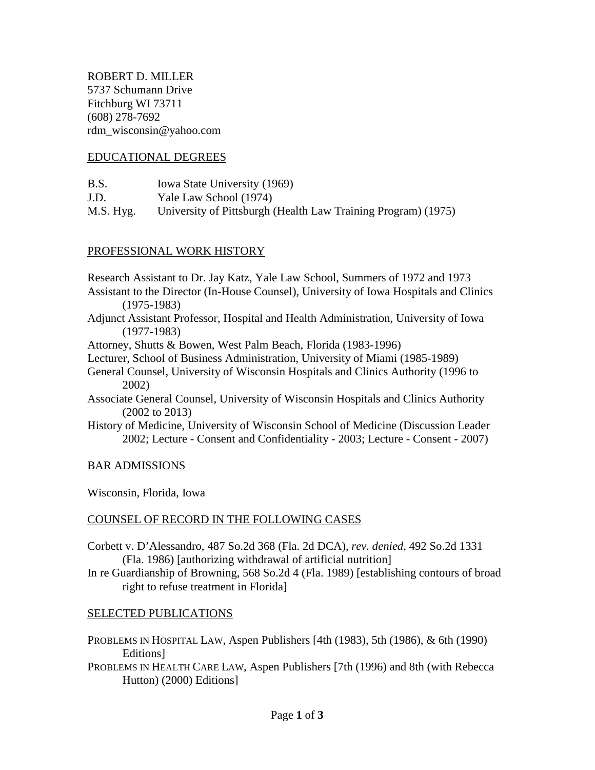ROBERT D. MILLER
5737 Schumann Drive
Fitchburg WI 73711
(608) 278-7692
rdm_wisconsin@yahoo.com

## EDUCATIONAL DEGREES

| | |
|---|---|
| B.S. | Iowa State University (1969) |
| J.D. | Yale Law School (1974) |
| M.S. Hyg. | University of Pittsburgh (Health Law Training Program) (1975) |

## PROFESSIONAL WORK HISTORY

Research Assistant to Dr. Jay Katz, Yale Law School, Summers of 1972 and 1973

Assistant to the Director (In-House Counsel), University of Iowa Hospitals and Clinics (1975-1983)

Adjunct Assistant Professor, Hospital and Health Administration, University of Iowa (1977-1983)

Attorney, Shutts & Bowen, West Palm Beach, Florida (1983-1996)

Lecturer, School of Business Administration, University of Miami (1985-1989)

General Counsel, University of Wisconsin Hospitals and Clinics Authority (1996 to 2002)

Associate General Counsel, University of Wisconsin Hospitals and Clinics Authority (2002 to 2013)

History of Medicine, University of Wisconsin School of Medicine (Discussion Leader 2002; Lecture - Consent and Confidentiality - 2003; Lecture - Consent - 2007)

## BAR ADMISSIONS

Wisconsin, Florida, Iowa

## COUNSEL OF RECORD IN THE FOLLOWING CASES

Corbett v. D'Alessandro, 487 So.2d 368 (Fla. 2d DCA), *rev. denied*, 492 So.2d 1331 (Fla. 1986) [authorizing withdrawal of artificial nutrition]

In re Guardianship of Browning, 568 So.2d 4 (Fla. 1989) [establishing contours of broad right to refuse treatment in Florida]

## SELECTED PUBLICATIONS

PROBLEMS IN HOSPITAL LAW, Aspen Publishers [4th (1983), 5th (1986), & 6th (1990) Editions]

PROBLEMS IN HEALTH CARE LAW, Aspen Publishers [7th (1996) and 8th (with Rebecca Hutton) (2000) Editions]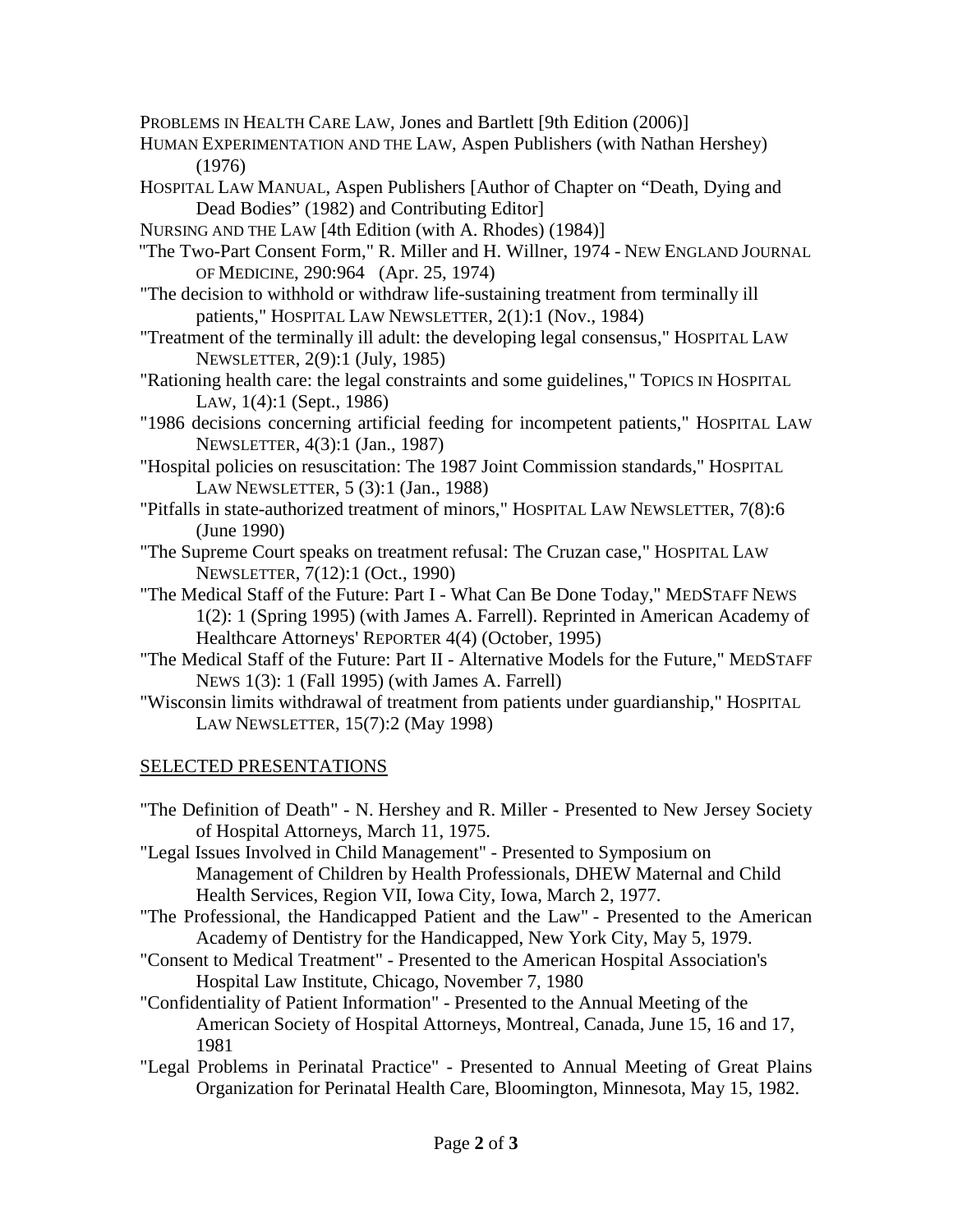PROBLEMS IN HEALTH CARE LAW, Jones and Bartlett [9th Edition (2006)]

HUMAN EXPERIMENTATION AND THE LAW, Aspen Publishers (with Nathan Hershey) (1976)

HOSPITAL LAW MANUAL, Aspen Publishers [Author of Chapter on "Death, Dying and Dead Bodies" (1982) and Contributing Editor]

NURSING AND THE LAW [4th Edition (with A. Rhodes) (1984)]

"The Two-Part Consent Form," R. Miller and H. Willner, 1974 - NEW ENGLAND JOURNAL OF MEDICINE, 290:964 (Apr. 25, 1974)

"The decision to withhold or withdraw life-sustaining treatment from terminally ill patients," HOSPITAL LAW NEWSLETTER, 2(1):1 (Nov., 1984)

"Treatment of the terminally ill adult: the developing legal consensus," HOSPITAL LAW NEWSLETTER, 2(9):1 (July, 1985)

"Rationing health care: the legal constraints and some guidelines," TOPICS IN HOSPITAL LAW, 1(4):1 (Sept., 1986)

"1986 decisions concerning artificial feeding for incompetent patients," HOSPITAL LAW NEWSLETTER, 4(3):1 (Jan., 1987)

"Hospital policies on resuscitation: The 1987 Joint Commission standards," HOSPITAL LAW NEWSLETTER, 5 (3):1 (Jan., 1988)

"Pitfalls in state-authorized treatment of minors," HOSPITAL LAW NEWSLETTER, 7(8):6 (June 1990)

"The Supreme Court speaks on treatment refusal: The Cruzan case," HOSPITAL LAW NEWSLETTER, 7(12):1 (Oct., 1990)

"The Medical Staff of the Future: Part I - What Can Be Done Today," MEDSTAFF NEWS 1(2): 1 (Spring 1995) (with James A. Farrell). Reprinted in American Academy of Healthcare Attorneys' REPORTER 4(4) (October, 1995)

"The Medical Staff of the Future: Part II - Alternative Models for the Future," MEDSTAFF NEWS 1(3): 1 (Fall 1995) (with James A. Farrell)

"Wisconsin limits withdrawal of treatment from patients under guardianship," HOSPITAL LAW NEWSLETTER, 15(7):2 (May 1998)

## SELECTED PRESENTATIONS

"The Definition of Death" - N. Hershey and R. Miller - Presented to New Jersey Society of Hospital Attorneys, March 11, 1975.

"Legal Issues Involved in Child Management" - Presented to Symposium on Management of Children by Health Professionals, DHEW Maternal and Child Health Services, Region VII, Iowa City, Iowa, March 2, 1977.

"The Professional, the Handicapped Patient and the Law" - Presented to the American Academy of Dentistry for the Handicapped, New York City, May 5, 1979.

"Consent to Medical Treatment" - Presented to the American Hospital Association's Hospital Law Institute, Chicago, November 7, 1980

"Confidentiality of Patient Information" - Presented to the Annual Meeting of the American Society of Hospital Attorneys, Montreal, Canada, June 15, 16 and 17, 1981

"Legal Problems in Perinatal Practice" - Presented to Annual Meeting of Great Plains Organization for Perinatal Health Care, Bloomington, Minnesota, May 15, 1982.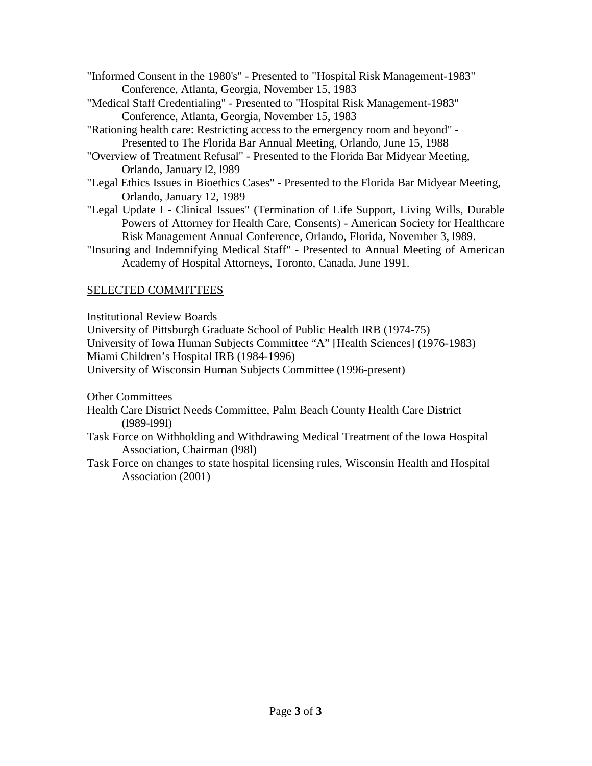"Informed Consent in the 1980's" - Presented to "Hospital Risk Management-1983" Conference, Atlanta, Georgia, November 15, 1983

"Medical Staff Credentialing" - Presented to "Hospital Risk Management-1983" Conference, Atlanta, Georgia, November 15, 1983

"Rationing health care: Restricting access to the emergency room and beyond" - Presented to The Florida Bar Annual Meeting, Orlando, June 15, 1988

"Overview of Treatment Refusal" - Presented to the Florida Bar Midyear Meeting, Orlando, January l2, l989

"Legal Ethics Issues in Bioethics Cases" - Presented to the Florida Bar Midyear Meeting, Orlando, January 12, 1989

"Legal Update I - Clinical Issues" (Termination of Life Support, Living Wills, Durable Powers of Attorney for Health Care, Consents) - American Society for Healthcare Risk Management Annual Conference, Orlando, Florida, November 3, l989.

"Insuring and Indemnifying Medical Staff" - Presented to Annual Meeting of American Academy of Hospital Attorneys, Toronto, Canada, June 1991.

## SELECTED COMMITTEES

### Institutional Review Boards

University of Pittsburgh Graduate School of Public Health IRB (1974-75)
University of Iowa Human Subjects Committee "A" [Health Sciences] (1976-1983)
Miami Children's Hospital IRB (1984-1996)
University of Wisconsin Human Subjects Committee (1996-present)

### Other Committees

Health Care District Needs Committee, Palm Beach County Health Care District (l989-l99l)

Task Force on Withholding and Withdrawing Medical Treatment of the Iowa Hospital Association, Chairman (l98l)

Task Force on changes to state hospital licensing rules, Wisconsin Health and Hospital Association (2001)